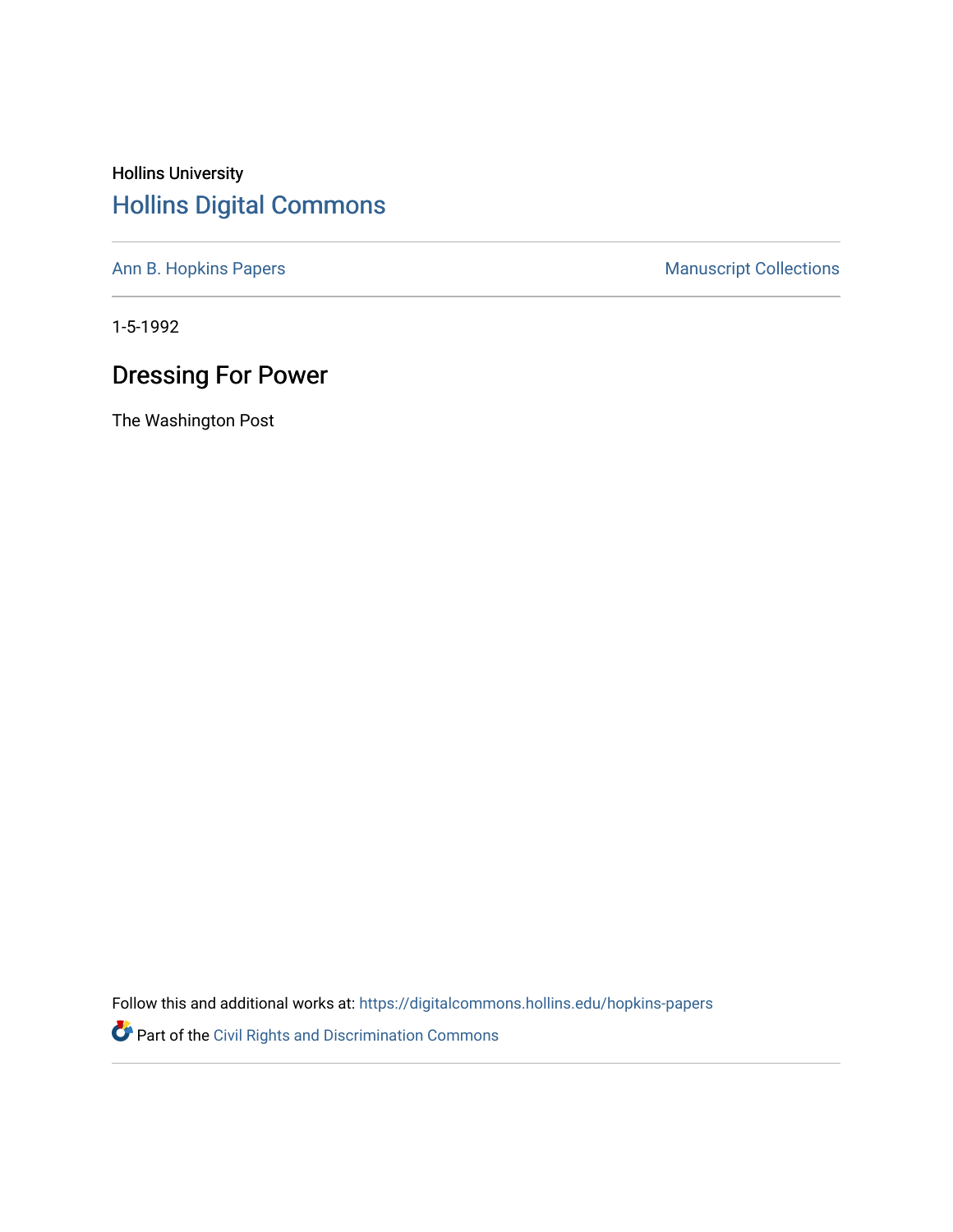Hollins University

## Hollins Digital Commons

Ann B. Hopkins Papers | Manuscript Collections

1-5-1992

# Dressing For Power

The Washington Post

Follow this and additional works at: https://digitalcommons.hollins.edu/hopkins-papers

Part of the Civil Rights and Discrimination Commons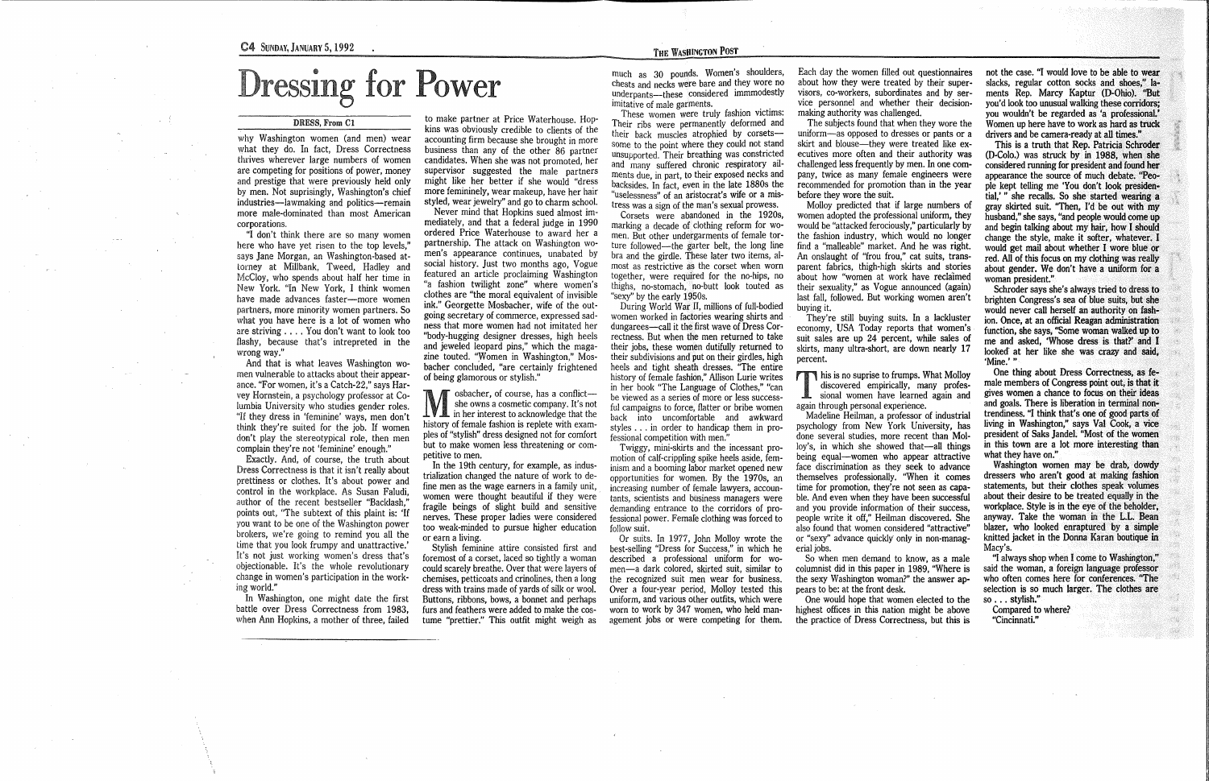# Dressing for Power

DRESS, From C1

why Washington women (and men) wear what they do. In fact, Dress Correctness thrives wherever large numbers of women are competing for positions of power, money and prestige that were previously held only by men. Not suprisingly, Washington's chief industries—lawmaking and politics—remain more male-dominated than most American corporations.

"I don't think there are so many women here who have yet risen to the top levels," says Jane Morgan, an Washington-based attorney at Millbank, Tweed, Hadley and McCloy, who spends about half her time in New York. "In New York, I think women have made advances faster—more woman partners, more minority women partners. So what you have here is a lot of women who are striving . . . . You don't want to look too flashy, because that's intrepreted in the wrong way."

And that is what leaves Washington women vulnerable to attacks about their appearance. "For women, it's a Catch-22," says Harvey Hornstein, a psychology professor at Columbia University who studies gender roles. "If they dress in 'feminine' ways, men don't think they're suited for the job. If women don't play the stereotypical role, then men complain they're not 'feminine' enough."

Exactly. And, of course, the truth about Dress Correctness is that it isn't really about prettiness or clothes. It's about power and control in the workplace. As Susan Faludi, author of the recent bestseller "Backlash," points out, "The subtext of this plaint is: 'If you want to be one of the Washington power brokers, we're going to remind you all the time that you look frumpy and unattractive.' It's not just working women's dress that's objectionable. It's the whole revolutionary change in women's participation in the working world."

In Washington, one might date the first battle over Dress Correctness from 1983, when Ann Hopkins, a mother of three, failed to make partner at Price Waterhouse. Hopkins was obviously credible to clients of the accounting firm because she brought in more business than any of the other 86 partner candidates. When she was not promoted, her supervisor suggested the male partners might like her better if she would "dress more femininely, wear makeup, have her hair styled, wear jewelry" and go to charm school.

Never mind that Hopkins sued almost immediately, and that a federal judge in 1990 ordered Price Waterhouse to award her a partnership. The attack on Washington women's appearance continues, unabated by social history. Just two months ago, Vogue featured an article proclaiming Washington "a fashion twilight zone" where women's clothes are "the moral equivalent of invisible ink." Georgette Mosbacher, wife of the outgoing secretary of commerce, expressed sadness that more women had not imitated her "body-hugging designer dresses, high heels and jeweled leopard pins," which the magazine touted. "Women in Washington," Mosbacher concluded, "are certainly frightened of being glamorous or stylish."

Mosbacher, of course, has a conflict—she owns a cosmetic company. It's not in her interest to acknowledge that the history of female fashion is replete with examples of "stylish" dress designed not for comfort but to make women less threatening or competitive to men.

In the 19th century, for example, as industrialization changed the nature of work to define men as the wage earners in a family unit, women were thought beautiful if they were fragile beings of slight build and sensitive nerves. These proper ladies were considered too weak-minded to pursue higher education or earn a living.

Stylish feminine attire consisted first and foremost of a corset, laced so tightly a woman could scarcely breathe. Over that were layers of chemises, petticoats and crinolines, then a long dress with trains made of yards of silk or wool. Buttons, ribbons, bows, a bonnet and perhaps furs and feathers were added to make the costume "prettier." This outfit might weigh as much as 30 pounds. Women's shoulders, chests and necks were bare and they wore no underpants—these considered immmodestly imitative of male garments.

These women were truly fashion victims: Their ribs were permanently deformed and their back muscles atrophied by corsets—some to the point where they could not stand unsupported. Their breathing was constricted and many suffered chronic respiratory ailments due, in part, to their exposed necks and backsides. In fact, even in the late 1880s the "uselessness" of an aristocrat's wife or a mistress was a sign of the man's sexual prowess.

Corsets were abandoned in the 1920s, marking a decade of clothing reform for women. But other undergarments of female torture followed—the garter belt, the long line bra and the girdle. These later two items, almost as restrictive as the corset when worn together, were required for the no-hips, no thighs, no-stomach, no-butt look touted as "sexy" by the early 1950s.

During World War II, millions of full-bodied women worked in factories wearing shirts and dungarees—call it the first wave of Dress Correctness. But when the men returned to take their jobs, these women dutifully returned to their subdivisions and put on their girdles, high heels and tight sheath dresses. "The entire history of female fashion," Allison Lurie writes in her book "The Language of Clothes," "can be viewed as a series of more or less successful campaigns to force, flatter or bribe women back into uncomfortable and awkward styles . . . in order to handicap them in professional competition with men."

Twiggy, mini-skirts and the incessant promotion of calf-crippling spike heels aside, feminism and a booming labor market opened new opportunities for women. By the 1970s, an increasing number of female lawyers, accountants, scientists and business managers were demanding entrance to the corridors of professional power. Female clothing was forced to follow suit.

Or suits. In 1977, John Molloy wrote the best-selling "Dress for Success," in which he described a professional uniform for women—a dark colored, skirted suit, similar to the recognized suit men wear for business. Over a four-year period, Molloy tested this uniform, and various other outfits, which were worn to work by 347 women, who held management jobs or were competing for them. Each day the women filled out questionnaires about how they were treated by their supervisors, co-workers, subordinates and by service personnel and whether their decision-making authority was challenged.

The subjects found that when they wore the uniform—as opposed to dresses or pants or a skirt and blouse—they were treated like executives more often and their authority was challenged less frequently by men. In one company, twice as many female engineers were recommended for promotion than in the year before they wore the suit.

Molloy predicted that if large numbers of women adopted the professional uniform, they would be "attacked ferociously," particularly by the fashion industry, which would no longer find a "malleable" market. And he was right. An onslaught of "frou frou," cat suits, transparent fabrics, thigh-high skirts and stories about how "women at work have reclaimed their sexuality," as Vogue announced (again) last fall, followed. But working women aren't buying it.

They're still buying suits. In a lackluster economy, USA Today reports that women's suit sales are up 24 percent, while sales of skirts, many ultra-short, are down nearly 17 percent.

This is no suprise to frumps. What Molloy discovered empirically, many professional women have learned again and again through personal experience.

Madeline Heilman, a professor of industrial psychology from New York University, has done several studies, more recent than Molloy's, in which she showed that—all things being equal—women who appear attractive face discrimination as they seek to advance themselves professionally. "When it comes time for promotion, they're not seen as capable. And even when they have been successful and you provide information of their success, people write it off," Heilman discovered. She also found that women considered "attractive" or "sexy" advance quickly only in non-managerial jobs.

So when men demand to know, as a male columnist did in this paper in 1989, "Where is the sexy Washington woman?" the answer appears to be: at the front desk.

One would hope that women elected to the highest offices in this nation might be above the practice of Dress Correctness, but this is not the case. "I would love to be able to wear slacks, regular cotton socks and shoes," laments Rep. Marcy Kaptur (D-Ohio). "But you'd look too unusual walking these corridors; you wouldn't be regarded as 'a professional.' Women up here have to work as hard as truck drivers and be camera-ready at all times."

This is a truth that Rep. Patricia Schroder (D-Colo.) was struck by in 1988, when she considered running for president and found her appearance the source of much debate. "People kept telling me 'You don't look presidential,'" she recalls. So she started wearing a gray skirted suit. "Then, I'd be out with my husband," she says, "and people would come up and begin talking about my hair, how I should change the style, make it softer, whatever. I would get mail about whether I wore blue or red. All of this focus on my clothing was really about gender. We don't have a uniform for a woman president."

Schroder says she's always tried to dress to brighten Congress's sea of blue suits, but she would never call herself an authority on fashion. Once, at an official Reagan administration function, she says, "Some woman walked up to me and asked, 'Whose dress is that?' and I looked at her like she was crazy and said, 'Mine.'"

One thing about Dress Correctness, as female members of Congress point out, is that it gives women a chance to focus on their ideas and goals. There is liberation in terminal non-trendiness. "I think that's one of good parts of living in Washington," says Val Cook, a vice president of Saks Jandel. "Most of the women in this town are a lot more interesting than what they have on."

Washington women may be drab, dowdy dressers who aren't good at making fashion statements, but their clothes speak volumes about their desire to be treated equally in the workplace. Style is in the eye of the beholder, anyway. Take the woman in the L.L. Bean blazer, who looked enraptured by a simple knitted jacket in the Donna Karan boutique in Macy's.

"I always shop when I come to Washington," said the woman, a foreign language professor who often comes here for conferences. "The selection is so much larger. The clothes are so . . . stylish."

Compared to where?

"Cincinnati."